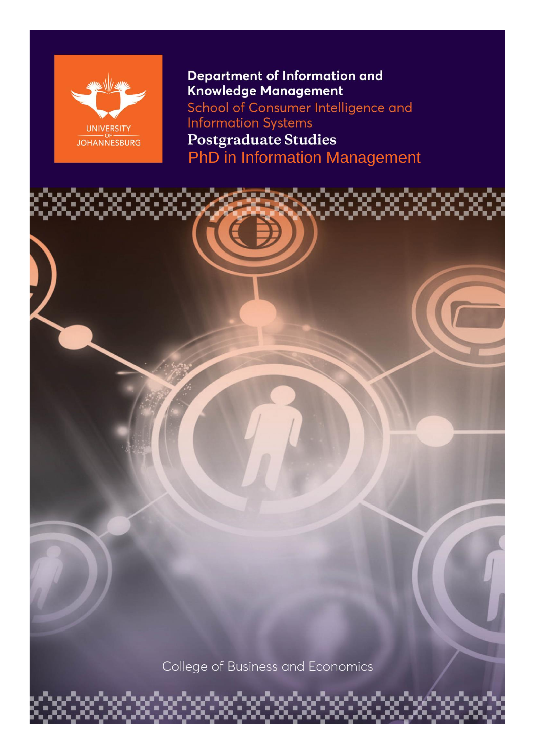UNIVERSITY OF JOHANNESBURG

**Department of Information and Knowledge Management**

School of Consumer Intelligence and Information Systems

# Postgraduate Studies

## PhD in Information Management

College of Business and Economics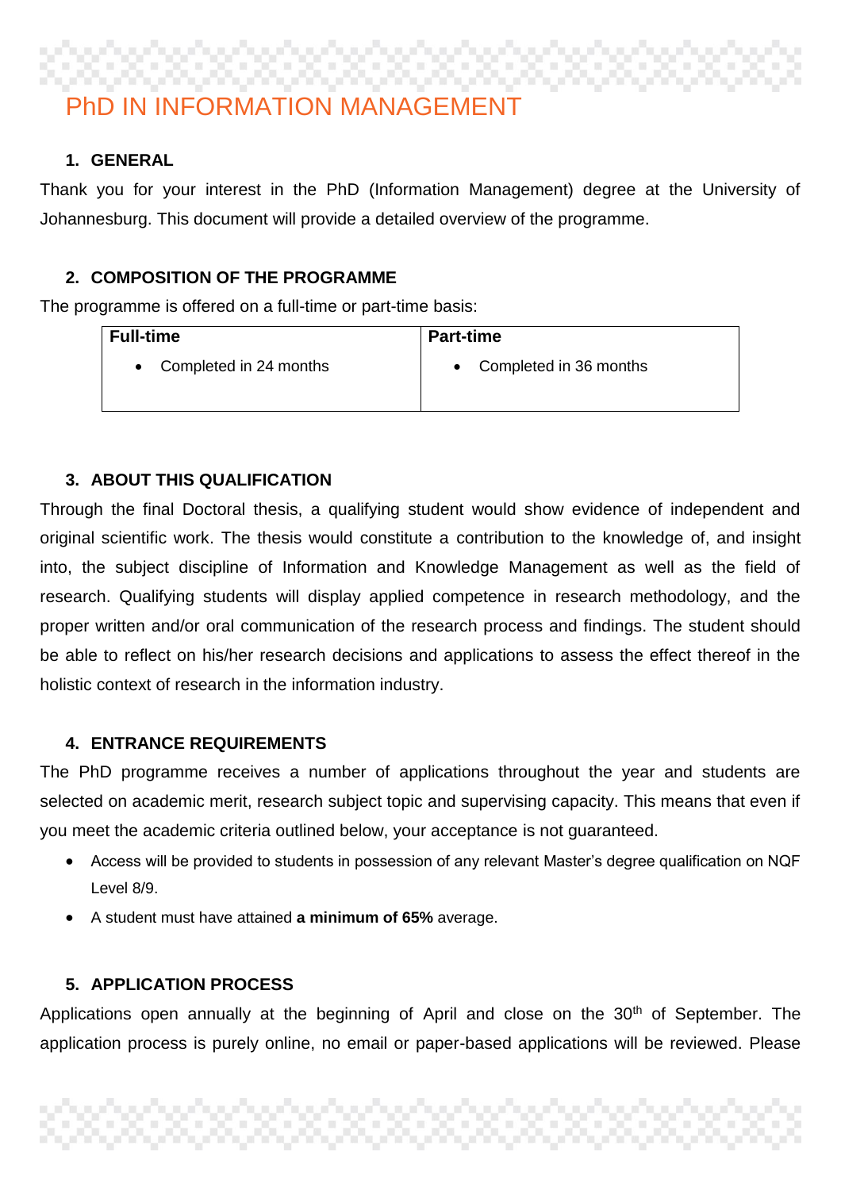# PhD IN INFORMATION MANAGEMENT

## 1. GENERAL

Thank you for your interest in the PhD (Information Management) degree at the University of Johannesburg. This document will provide a detailed overview of the programme.

## 2. COMPOSITION OF THE PROGRAMME

The programme is offered on a full-time or part-time basis:

| Full-time | Part-time |
|---|---|
| • Completed in 24 months | • Completed in 36 months |

## 3. ABOUT THIS QUALIFICATION

Through the final Doctoral thesis, a qualifying student would show evidence of independent and original scientific work. The thesis would constitute a contribution to the knowledge of, and insight into, the subject discipline of Information and Knowledge Management as well as the field of research. Qualifying students will display applied competence in research methodology, and the proper written and/or oral communication of the research process and findings. The student should be able to reflect on his/her research decisions and applications to assess the effect thereof in the holistic context of research in the information industry.

## 4. ENTRANCE REQUIREMENTS

The PhD programme receives a number of applications throughout the year and students are selected on academic merit, research subject topic and supervising capacity. This means that even if you meet the academic criteria outlined below, your acceptance is not guaranteed.

- Access will be provided to students in possession of any relevant Master's degree qualification on NQF Level 8/9.
- A student must have attained **a minimum of 65%** average.

## 5. APPLICATION PROCESS

Applications open annually at the beginning of April and close on the 30th of September. The application process is purely online, no email or paper-based applications will be reviewed. Please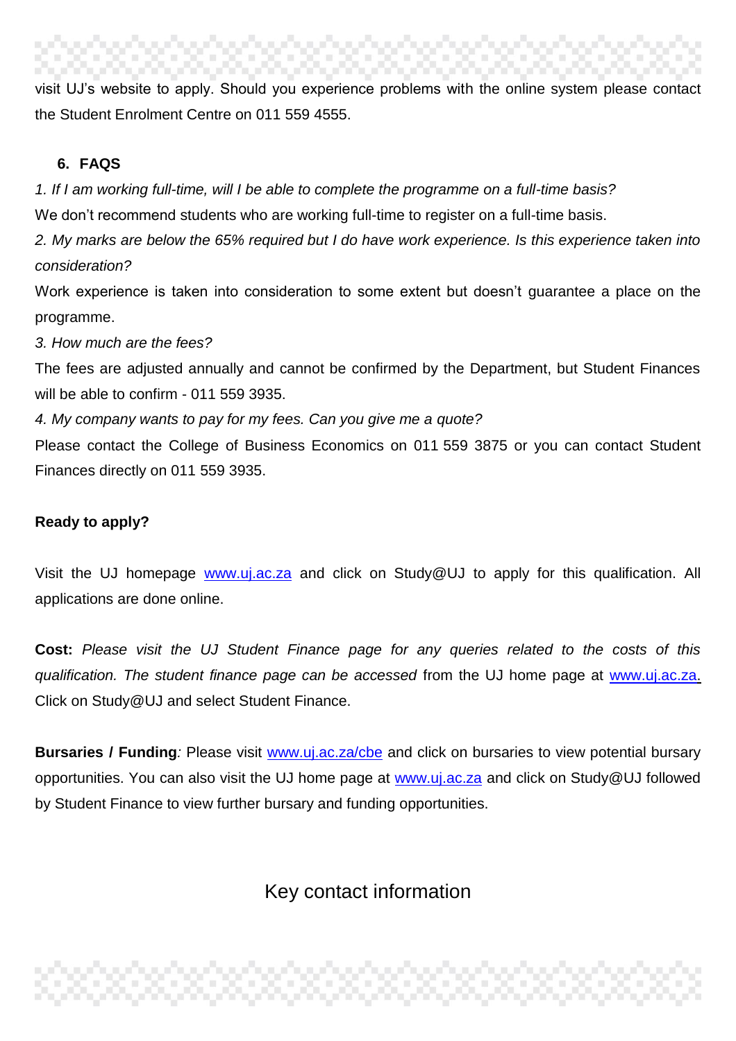visit UJ's website to apply. Should you experience problems with the online system please contact the Student Enrolment Centre on 011 559 4555.

## 6. FAQS

*1. If I am working full-time, will I be able to complete the programme on a full-time basis?*

We don't recommend students who are working full-time to register on a full-time basis.

*2. My marks are below the 65% required but I do have work experience. Is this experience taken into consideration?*

Work experience is taken into consideration to some extent but doesn't guarantee a place on the programme.

*3. How much are the fees?*

The fees are adjusted annually and cannot be confirmed by the Department, but Student Finances will be able to confirm - 011 559 3935.

*4. My company wants to pay for my fees. Can you give me a quote?*

Please contact the College of Business Economics on 011 559 3875 or you can contact Student Finances directly on 011 559 3935.

**Ready to apply?**

Visit the UJ homepage www.uj.ac.za and click on Study@UJ to apply for this qualification. All applications are done online.

**Cost:** *Please visit the UJ Student Finance page for any queries related to the costs of this qualification. The student finance page can be accessed* from the UJ home page at www.uj.ac.za. Click on Study@UJ and select Student Finance.

**Bursaries / Funding***:* Please visit www.uj.ac.za/cbe and click on bursaries to view potential bursary opportunities. You can also visit the UJ home page at www.uj.ac.za and click on Study@UJ followed by Student Finance to view further bursary and funding opportunities.

## Key contact information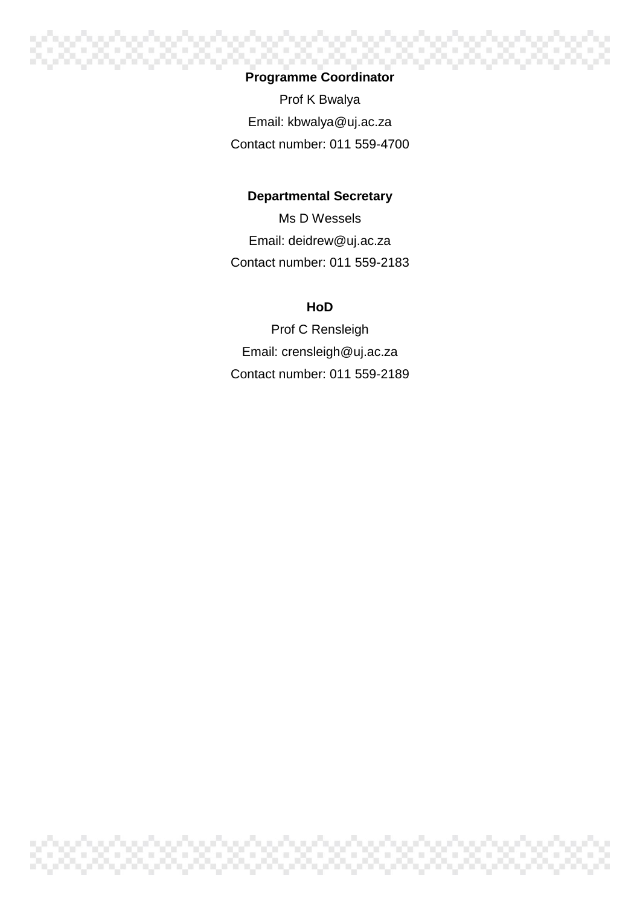**Programme Coordinator**

Prof K Bwalya

Email: kbwalya@uj.ac.za

Contact number: 011 559-4700

**Departmental Secretary**

Ms D Wessels

Email: deidrew@uj.ac.za

Contact number: 011 559-2183

**HoD**

Prof C Rensleigh

Email: crensleigh@uj.ac.za

Contact number: 011 559-2189